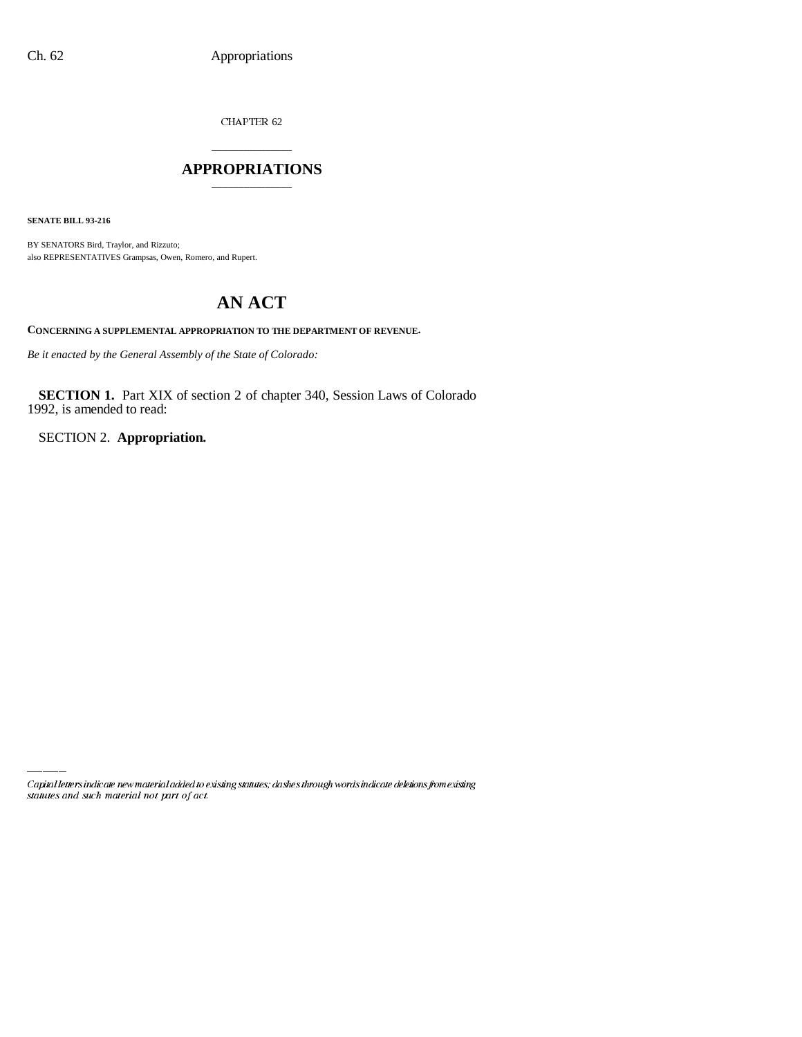CHAPTER 62

# APPROPRIATIONS

**SENATE BILL 93-216**

BY SENATORS Bird, Traylor, and Rizzuto;
also REPRESENTATIVES Grampsas, Owen, Romero, and Rupert.

# AN ACT

**CONCERNING A SUPPLEMENTAL APPROPRIATION TO THE DEPARTMENT OF REVENUE.**

*Be it enacted by the General Assembly of the State of Colorado:*

**SECTION 1.** Part XIX of section 2 of chapter 340, Session Laws of Colorado 1992, is amended to read:

SECTION 2. **Appropriation.**

*Capital letters indicate new material added to existing statutes; dashes through words indicate deletions from existing statutes and such material not part of act.*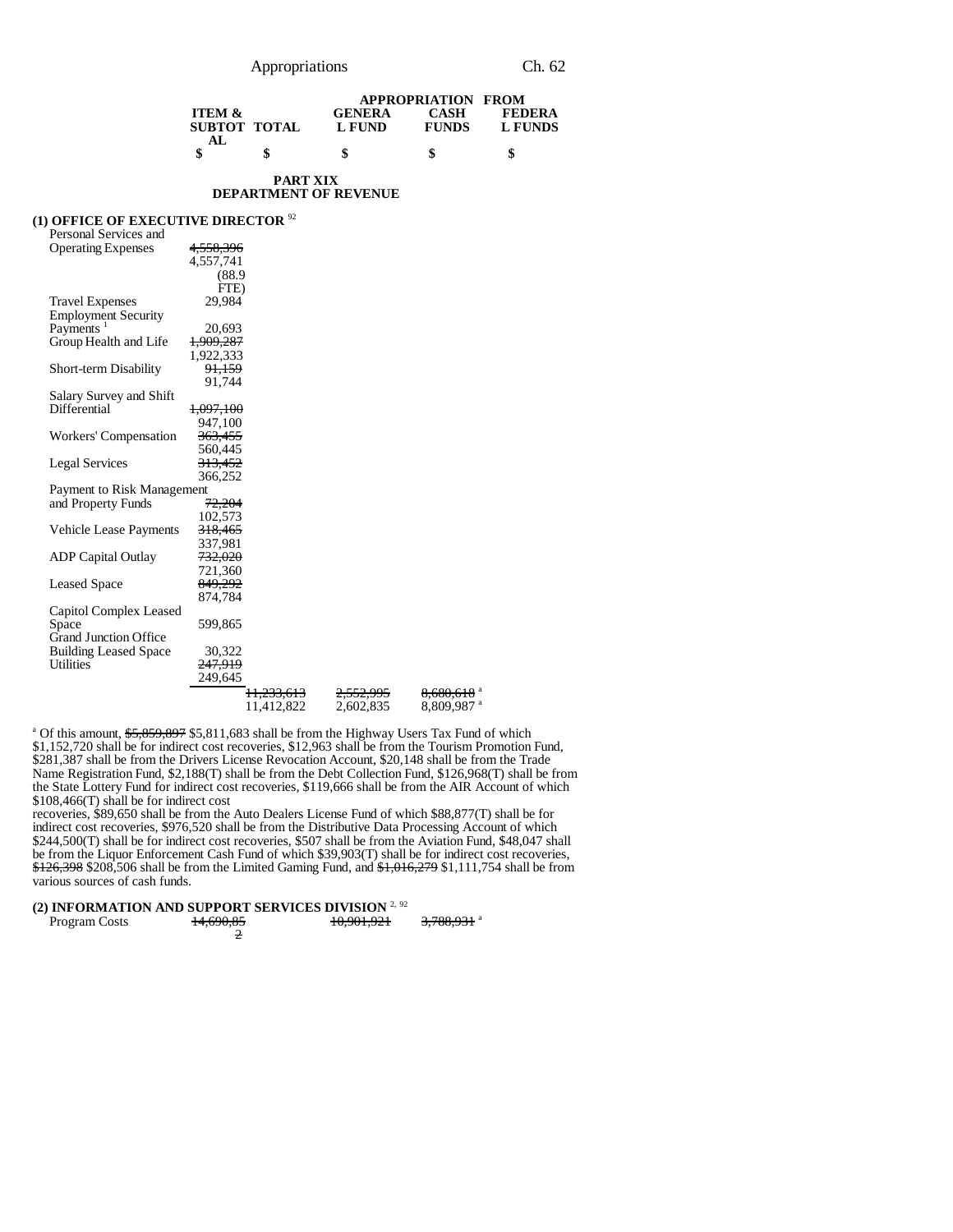| | ITEM & SUBTOTAL | TOTAL | GENERAL FUND | APPROPRIATION FROM CASH FUNDS | FEDERAL FUNDS |
|---|---|---|---|---|---|
| | $ | $ | $ | $ | $ |

## PART XIX
## DEPARTMENT OF REVENUE

### (1) OFFICE OF EXECUTIVE DIRECTOR [92]

| | ITEM & SUBTOTAL | TOTAL | GENERAL FUND | CASH FUNDS | FEDERAL FUNDS |
|---|---|---|---|---|---|
| Personal Services and Operating Expenses | ~~4,558,396~~ 4,557,741 (88.9 FTE) | | | | |
| Travel Expenses | 29,984 | | | | |
| Employment Security Payments [1] | 20,693 | | | | |
| Group Health and Life | ~~1,909,287~~ 1,922,333 | | | | |
| Short-term Disability | ~~91,159~~ 91,744 | | | | |
| Salary Survey and Shift Differential | ~~1,097,100~~ 947,100 | | | | |
| Workers' Compensation | ~~363,455~~ 560,445 | | | | |
| Legal Services | ~~313,452~~ 366,252 | | | | |
| Payment to Risk Management and Property Funds | ~~72,204~~ 102,573 | | | | |
| Vehicle Lease Payments | ~~318,465~~ 337,981 | | | | |
| ADP Capital Outlay | ~~732,020~~ 721,360 | | | | |
| Leased Space | ~~849,292~~ 874,784 | | | | |
| Capitol Complex Leased Space | 599,865 | | | | |
| Grand Junction Office Building Leased Space | 30,322 | | | | |
| Utilities | ~~247,919~~ 249,645 | | | | |
| | | ~~11,233,613~~ 11,412,822 | ~~2,552,995~~ 2,602,835 | ~~8,680,618~~[a] 8,809,987[a] | |

[a] Of this amount, ~~$5,859,897~~ $5,811,683 shall be from the Highway Users Tax Fund of which $1,152,720 shall be for indirect cost recoveries, $12,963 shall be from the Tourism Promotion Fund, $281,387 shall be from the Drivers License Revocation Account, $20,148 shall be from the Trade Name Registration Fund, $2,188(T) shall be from the Debt Collection Fund, $126,968(T) shall be from the State Lottery Fund for indirect cost recoveries, $119,666 shall be from the AIR Account of which $108,466(T) shall be for indirect cost recoveries, $89,650 shall be from the Auto Dealers License Fund of which $88,877(T) shall be for indirect cost recoveries, $976,520 shall be from the Distributive Data Processing Account of which $244,500(T) shall be for indirect cost recoveries, $507 shall be from the Aviation Fund, $48,047 shall be from the Liquor Enforcement Cash Fund of which $39,903(T) shall be for indirect cost recoveries, ~~$126,398~~ $208,506 shall be from the Limited Gaming Fund, and ~~$1,016,279~~ $1,111,754 shall be from various sources of cash funds.

### (2) INFORMATION AND SUPPORT SERVICES DIVISION [2, 92]

| | ITEM & SUBTOTAL | TOTAL | GENERAL FUND | CASH FUNDS | FEDERAL FUNDS |
|---|---|---|---|---|---|
| Program Costs | ~~14,690,852~~ | | ~~10,901,921~~ | ~~3,788,931~~[a] | |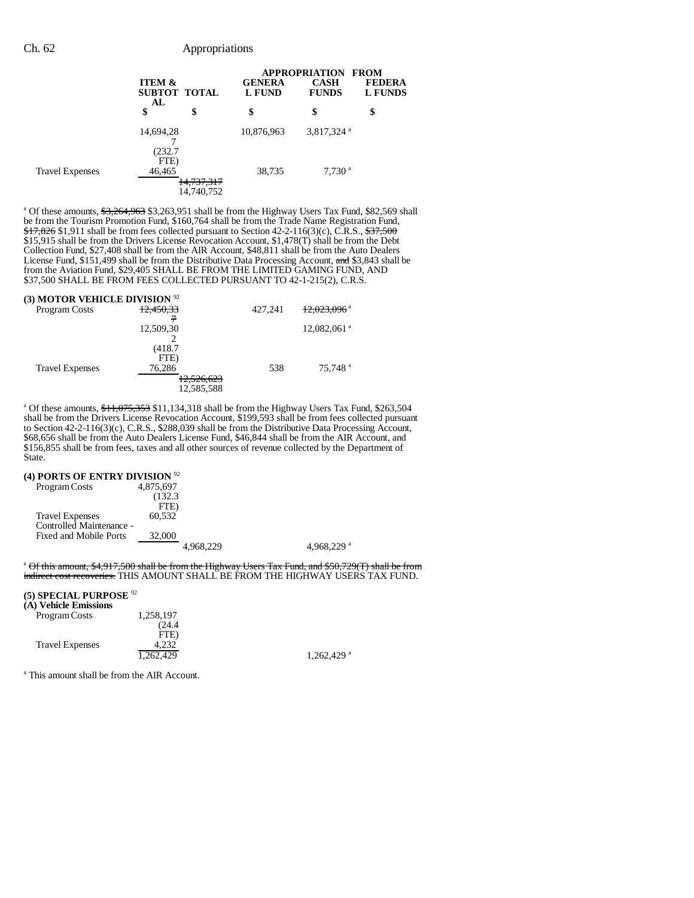| | ITEM & SUBTOTAL | TOTAL | GENERAL FUND | CASH FUNDS | FEDERAL FUNDS |
|---|---|---|---|---|---|
| | | | APPROPRIATION FROM | | |
| | $ | $ | $ | $ | $ |
| | 14,694,287 (232.7 FTE) | | 10,876,963 | 3,817,324 [a] | |
| Travel Expenses | 46,465 | | 38,735 | 7,730 [a] | |
| | | ~~14,737,317~~ 14,740,752 | | | |

[a] Of these amounts, ~~$3,264,963~~ $3,263,951 shall be from the Highway Users Tax Fund, $82,569 shall be from the Tourism Promotion Fund, $160,764 shall be from the Trade Name Registration Fund, ~~$17,826~~ $1,911 shall be from fees collected pursuant to Section 42-2-116(3)(c), C.R.S., ~~$37,500~~ $15,915 shall be from the Drivers License Revocation Account, $1,478(T) shall be from the Debt Collection Fund, $27,408 shall be from the AIR Account, $48,811 shall be from the Auto Dealers License Fund, $151,499 shall be from the Distributive Data Processing Account, ~~and~~ $3,843 shall be from the Aviation Fund, $29,405 SHALL BE FROM THE LIMITED GAMING FUND, AND $37,500 SHALL BE FROM FEES COLLECTED PURSUANT TO 42-1-215(2), C.R.S.

**(3) MOTOR VEHICLE DIVISION** [92]

| | ITEM & SUBTOTAL | TOTAL | GENERAL FUND | CASH FUNDS | FEDERAL FUNDS |
|---|---|---|---|---|---|
| Program Costs | ~~12,450,337~~ 12,509,302 (418.7 FTE) | | 427,241 | ~~12,023,096~~ [a] 12,082,061 [a] | |
| Travel Expenses | 76,286 | | 538 | 75,748 [a] | |
| | | ~~12,526,623~~ 12,585,588 | | | |

[a] Of these amounts, ~~$11,075,353~~ $11,134,318 shall be from the Highway Users Tax Fund, $263,504 shall be from the Drivers License Revocation Account, $199,593 shall be from fees collected pursuant to Section 42-2-116(3)(c), C.R.S., $288,039 shall be from the Distributive Data Processing Account, $68,656 shall be from the Auto Dealers License Fund, $46,844 shall be from the AIR Account, and $156,855 shall be from fees, taxes and all other sources of revenue collected by the Department of State.

**(4) PORTS OF ENTRY DIVISION** [92]

| | ITEM & SUBTOTAL | TOTAL | GENERAL FUND | CASH FUNDS | FEDERAL FUNDS |
|---|---|---|---|---|---|
| Program Costs | 4,875,697 (132.3 FTE) | | | | |
| Travel Expenses | 60,532 | | | | |
| Controlled Maintenance - Fixed and Mobile Ports | 32,000 | | | | |
| | | 4,968,229 | | 4,968,229 [a] | |

[a] ~~Of this amount, $4,917,500 shall be from the Highway Users Tax Fund, and $50,729(T) shall be from indirect cost recoveries.~~ THIS AMOUNT SHALL BE FROM THE HIGHWAY USERS TAX FUND.

**(5) SPECIAL PURPOSE** [92]

**(A) Vehicle Emissions**

| | ITEM & SUBTOTAL | TOTAL | GENERAL FUND | CASH FUNDS | FEDERAL FUNDS |
|---|---|---|---|---|---|
| Program Costs | 1,258,197 (24.4 FTE) | | | | |
| Travel Expenses | 4,232 | | | | |
| | 1,262,429 | | | 1,262,429 [a] | |

[a] This amount shall be from the AIR Account.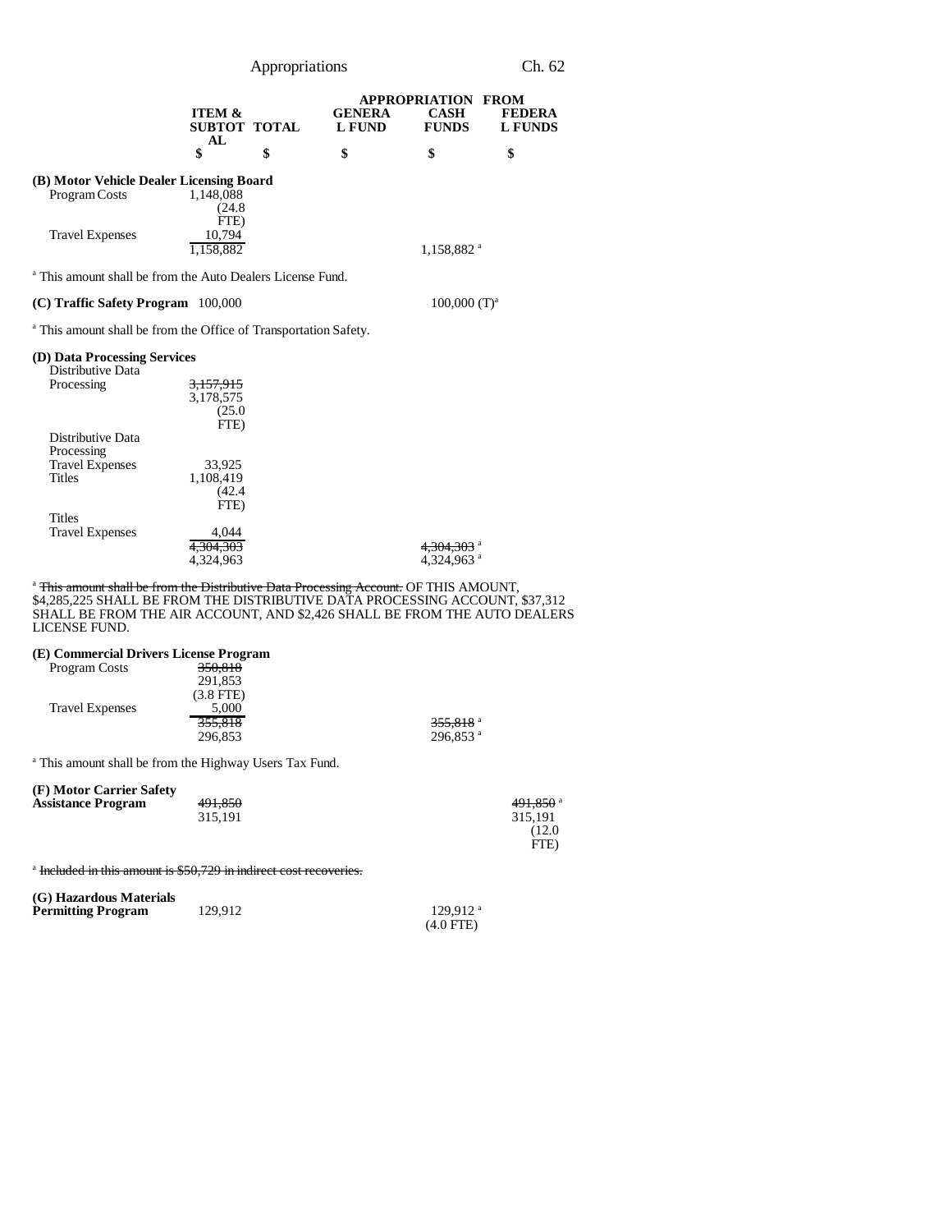| | ITEM & SUBTOTAL | TOTAL | GENERAL FUND | CASH FUNDS | FEDERAL FUNDS |
|---|---|---|---|---|---|
| | $ | $ | $ | $ | $ |
| **(B) Motor Vehicle Dealer Licensing Board** | | | | | |
| Program Costs | 1,148,088 (24.8 FTE) | | | | |
| Travel Expenses | 10,794 | | | | |
| | 1,158,882 | | | 1,158,882 [a] | |

[a] This amount shall be from the Auto Dealers License Fund.

| | ITEM & SUBTOTAL | TOTAL | GENERAL FUND | CASH FUNDS | FEDERAL FUNDS |
|---|---|---|---|---|---|
| **(C) Traffic Safety Program** | 100,000 | | | 100,000 (T)[a] | |

[a] This amount shall be from the Office of Transportation Safety.

| | ITEM & SUBTOTAL | TOTAL | GENERAL FUND | CASH FUNDS | FEDERAL FUNDS |
|---|---|---|---|---|---|
| **(D) Data Processing Services** | | | | | |
| Distributive Data Processing | ~~3,157,915~~ 3,178,575 (25.0 FTE) | | | | |
| Distributive Data Processing Travel Expenses | 33,925 | | | | |
| Titles | 1,108,419 (42.4 FTE) | | | | |
| Titles Travel Expenses | 4,044 | | | | |
| | ~~4,304,303~~ 4,324,963 | | | ~~4,304,303~~ [a] 4,324,963 [a] | |

[a] ~~This amount shall be from the Distributive Data Processing Account.~~ OF THIS AMOUNT, $4,285,225 SHALL BE FROM THE DISTRIBUTIVE DATA PROCESSING ACCOUNT, $37,312 SHALL BE FROM THE AIR ACCOUNT, AND $2,426 SHALL BE FROM THE AUTO DEALERS LICENSE FUND.

| | ITEM & SUBTOTAL | TOTAL | GENERAL FUND | CASH FUNDS | FEDERAL FUNDS |
|---|---|---|---|---|---|
| **(E) Commercial Drivers License Program** | | | | | |
| Program Costs | ~~350,818~~ 291,853 (3.8 FTE) | | | | |
| Travel Expenses | 5,000 | | | | |
| | ~~355,818~~ 296,853 | | | ~~355,818~~ [a] 296,853 [a] | |

[a] This amount shall be from the Highway Users Tax Fund.

| | ITEM & SUBTOTAL | TOTAL | GENERAL FUND | CASH FUNDS | FEDERAL FUNDS |
|---|---|---|---|---|---|
| **(F) Motor Carrier Safety Assistance Program** | ~~491,850~~ 315,191 | | | | ~~491,850~~ [a] 315,191 (12.0 FTE) |

[a] ~~Included in this amount is $50,729 in indirect cost recoveries.~~

| | ITEM & SUBTOTAL | TOTAL | GENERAL FUND | CASH FUNDS | FEDERAL FUNDS |
|---|---|---|---|---|---|
| **(G) Hazardous Materials Permitting Program** | 129,912 | | | 129,912 [a] (4.0 FTE) | |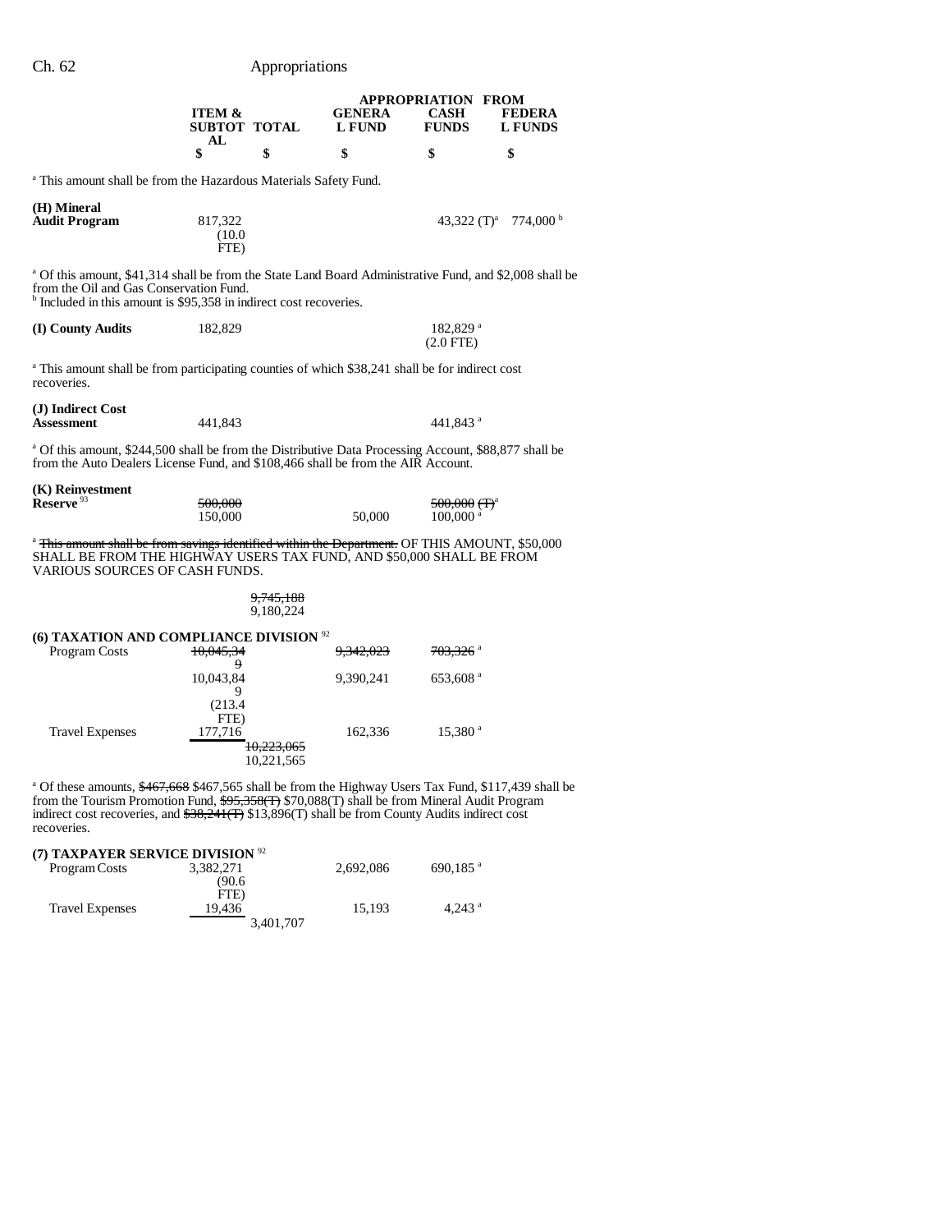| | ITEM & SUBTOTAL | TOTAL | APPROPRIATION FROM GENERAL FUND | CASH FUNDS | FEDERAL FUNDS |
|---|---|---|---|---|---|
| | $ | $ | $ | $ | $ |

[a] This amount shall be from the Hazardous Materials Safety Fund.

| | ITEM & SUBTOTAL | TOTAL | GENERAL FUND | CASH FUNDS | FEDERAL FUNDS |
|---|---|---|---|---|---|
| (H) Mineral Audit Program | 817,322 (10.0 FTE) | | | 43,322 (T)[a] | 774,000 [b] |

[a] Of this amount, $41,314 shall be from the State Land Board Administrative Fund, and $2,008 shall be from the Oil and Gas Conservation Fund.
[b] Included in this amount is $95,358 in indirect cost recoveries.

| | ITEM & SUBTOTAL | TOTAL | GENERAL FUND | CASH FUNDS | FEDERAL FUNDS |
|---|---|---|---|---|---|
| (I) County Audits | 182,829 | | | 182,829 [a] (2.0 FTE) | |

[a] This amount shall be from participating counties of which $38,241 shall be for indirect cost recoveries.

| | ITEM & SUBTOTAL | TOTAL | GENERAL FUND | CASH FUNDS | FEDERAL FUNDS |
|---|---|---|---|---|---|
| (J) Indirect Cost Assessment | 441,843 | | | 441,843 [a] | |

[a] Of this amount, $244,500 shall be from the Distributive Data Processing Account, $88,877 shall be from the Auto Dealers License Fund, and $108,466 shall be from the AIR Account.

| | ITEM & SUBTOTAL | TOTAL | GENERAL FUND | CASH FUNDS | FEDERAL FUNDS |
|---|---|---|---|---|---|
| (K) Reinvestment Reserve [93] | ~~500,000~~ 150,000 | | 50,000 | ~~500,000 (T)~~[a] 100,000 [a] | |

[a] ~~This amount shall be from savings identified within the Department.~~ OF THIS AMOUNT, $50,000 SHALL BE FROM THE HIGHWAY USERS TAX FUND, AND $50,000 SHALL BE FROM VARIOUS SOURCES OF CASH FUNDS.

| | ITEM & SUBTOTAL | TOTAL | GENERAL FUND | CASH FUNDS | FEDERAL FUNDS |
|---|---|---|---|---|---|
| | | ~~9,745,188~~ 9,180,224 | | | |

**(6) TAXATION AND COMPLIANCE DIVISION [92]**

| | ITEM & SUBTOTAL | TOTAL | GENERAL FUND | CASH FUNDS | FEDERAL FUNDS |
|---|---|---|---|---|---|
| Program Costs | ~~10,045,349~~ 10,043,849 (213.4 FTE) | | ~~9,342,023~~ 9,390,241 | ~~703,326~~ [a] 653,608 [a] | |
| Travel Expenses | 177,716 | | 162,336 | 15,380 [a] | |
| | | ~~10,223,065~~ 10,221,565 | | | |

[a] Of these amounts, ~~$467,668~~ $467,565 shall be from the Highway Users Tax Fund, $117,439 shall be from the Tourism Promotion Fund, ~~$95,358(T)~~ $70,088(T) shall be from Mineral Audit Program indirect cost recoveries, and ~~$38,241(T)~~ $13,896(T) shall be from County Audits indirect cost recoveries.

**(7) TAXPAYER SERVICE DIVISION [92]**

| | ITEM & SUBTOTAL | TOTAL | GENERAL FUND | CASH FUNDS | FEDERAL FUNDS |
|---|---|---|---|---|---|
| Program Costs | 3,382,271 (90.6 FTE) | | 2,692,086 | 690,185 [a] | |
| Travel Expenses | 19,436 | | 15,193 | 4,243 [a] | |
| | | 3,401,707 | | | |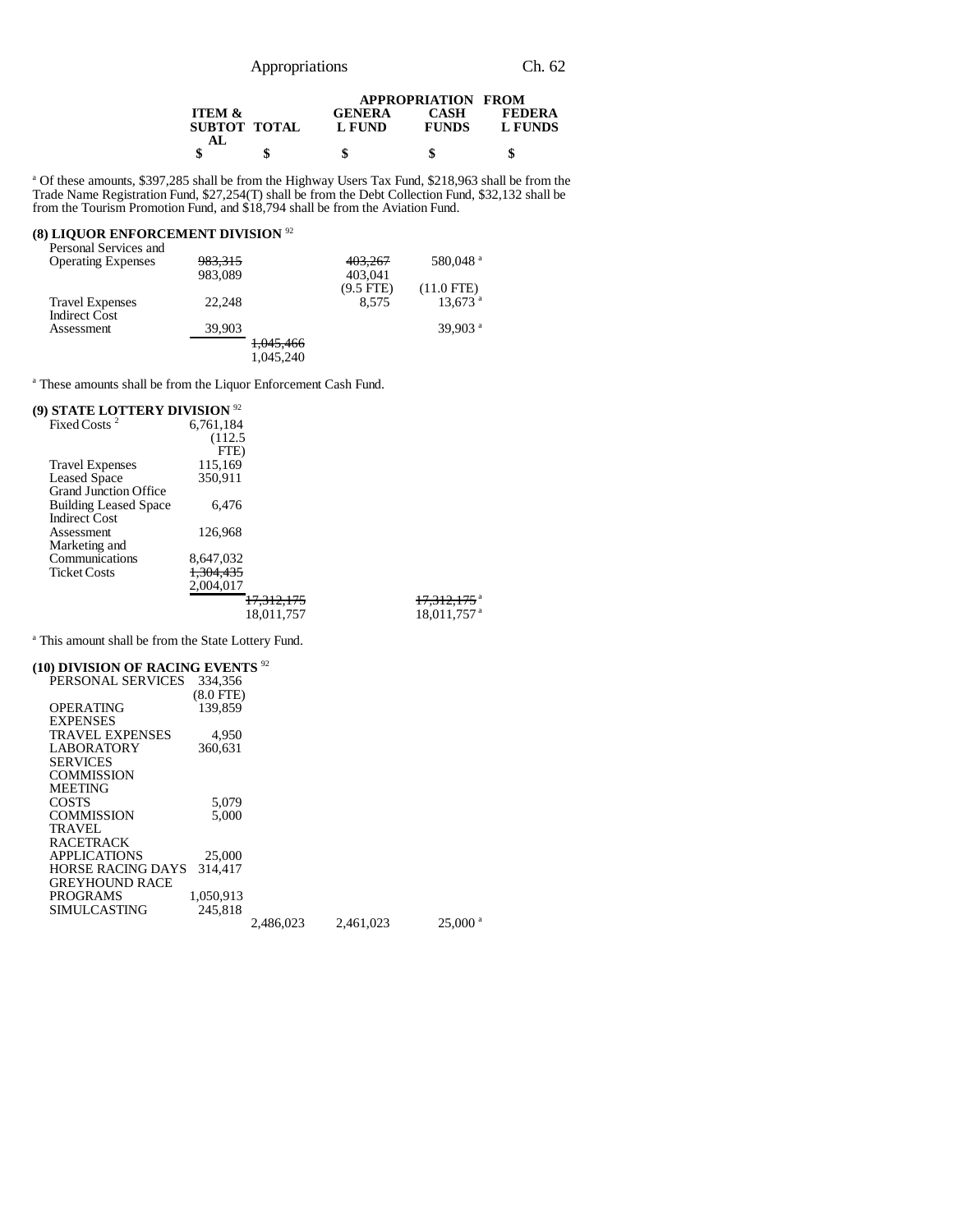| | ITEM & SUBTOTAL | TOTAL | APPROPRIATION FROM GENERAL FUND | CASH FUNDS | FEDERAL FUNDS |
|---|---|---|---|---|---|
| | $ | $ | $ | $ | $ |

[a] Of these amounts, $397,285 shall be from the Highway Users Tax Fund, $218,963 shall be from the Trade Name Registration Fund, $27,254(T) shall be from the Debt Collection Fund, $32,132 shall be from the Tourism Promotion Fund, and $18,794 shall be from the Aviation Fund.

**(8) LIQUOR ENFORCEMENT DIVISION** [92]

| | ITEM & SUBTOTAL | TOTAL | GENERAL FUND | CASH FUNDS | FEDERAL FUNDS |
|---|---|---|---|---|---|
| Personal Services and Operating Expenses | ~~983,315~~ 983,089 | | ~~403,267~~ 403,041 (9.5 FTE) | 580,048 [a] (11.0 FTE) | |
| Travel Expenses | 22,248 | | 8,575 | 13,673 [a] | |
| Indirect Cost Assessment | 39,903 | | | 39,903 [a] | |
| | | ~~1,045,466~~ 1,045,240 | | | |

[a] These amounts shall be from the Liquor Enforcement Cash Fund.

**(9) STATE LOTTERY DIVISION** [92]

| | ITEM & SUBTOTAL | TOTAL | GENERAL FUND | CASH FUNDS | FEDERAL FUNDS |
|---|---|---|---|---|---|
| Fixed Costs [2] | 6,761,184 (112.5 FTE) | | | | |
| Travel Expenses | 115,169 | | | | |
| Leased Space | 350,911 | | | | |
| Grand Junction Office Building Leased Space | 6,476 | | | | |
| Indirect Cost Assessment | 126,968 | | | | |
| Marketing and Communications | 8,647,032 | | | | |
| Ticket Costs | ~~1,304,435~~ 2,004,017 | | | | |
| | | ~~17,312,175~~ 18,011,757 | | ~~17,312,175~~ [a] 18,011,757 [a] | |

[a] This amount shall be from the State Lottery Fund.

**(10) DIVISION OF RACING EVENTS** [92]

| | ITEM & SUBTOTAL | TOTAL | GENERAL FUND | CASH FUNDS | FEDERAL FUNDS |
|---|---|---|---|---|---|
| PERSONAL SERVICES | 334,356 (8.0 FTE) | | | | |
| OPERATING EXPENSES | 139,859 | | | | |
| TRAVEL EXPENSES | 4,950 | | | | |
| LABORATORY SERVICES | 360,631 | | | | |
| COMMISSION MEETING COSTS | 5,079 | | | | |
| COMMISSION TRAVEL | 5,000 | | | | |
| RACETRACK APPLICATIONS | 25,000 | | | | |
| HORSE RACING DAYS | 314,417 | | | | |
| GREYHOUND RACE PROGRAMS | 1,050,913 | | | | |
| SIMULCASTING | 245,818 | | | | |
| | | 2,486,023 | 2,461,023 | 25,000 [a] | |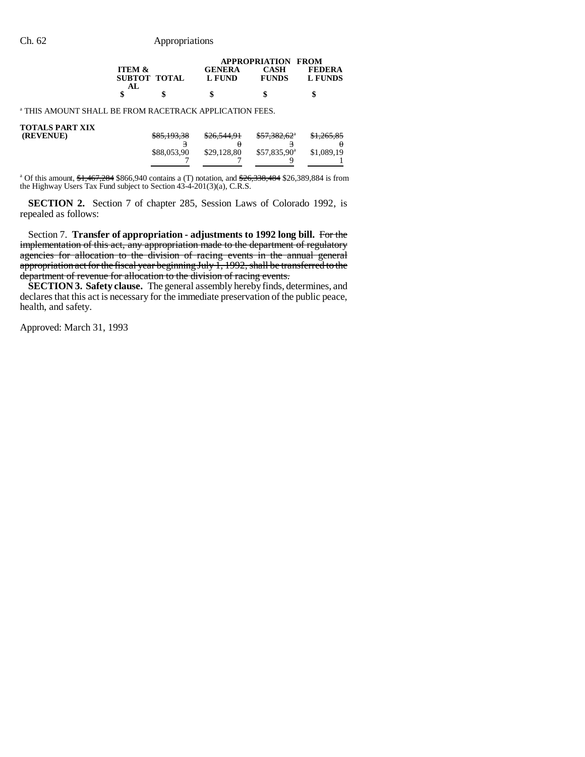| | ITEM & SUBTOTAL | TOTAL | APPROPRIATION FROM GENERAL FUND | CASH FUNDS | FEDERAL FUNDS |
|---|---|---|---|---|---|
| | $ | $ | $ | $ | $ |

[a] THIS AMOUNT SHALL BE FROM RACETRACK APPLICATION FEES.

| | | | | | |
|---|---|---|---|---|---|
| **TOTALS PART XIX (REVENUE)** | | ~~$85,193,383~~ $88,053,907 | ~~$26,544,910~~ $29,128,807 | ~~$57,382,623~~[a] $57,835,909[a] | ~~$1,265,850~~ $1,089,191 |

[a] Of this amount, ~~$1,467,284~~ $866,940 contains a (T) notation, and ~~$26,338,484~~ $26,389,884 is from the Highway Users Tax Fund subject to Section 43-4-201(3)(a), C.R.S.

**SECTION 2.** Section 7 of chapter 285, Session Laws of Colorado 1992, is repealed as follows:

Section 7. **Transfer of appropriation - adjustments to 1992 long bill.** ~~For the implementation of this act, any appropriation made to the department of regulatory agencies for allocation to the division of racing events in the annual general appropriation act for the fiscal year beginning July 1, 1992, shall be transferred to the department of revenue for allocation to the division of racing events.~~

**SECTION 3. Safety clause.** The general assembly hereby finds, determines, and declares that this act is necessary for the immediate preservation of the public peace, health, and safety.

Approved: March 31, 1993